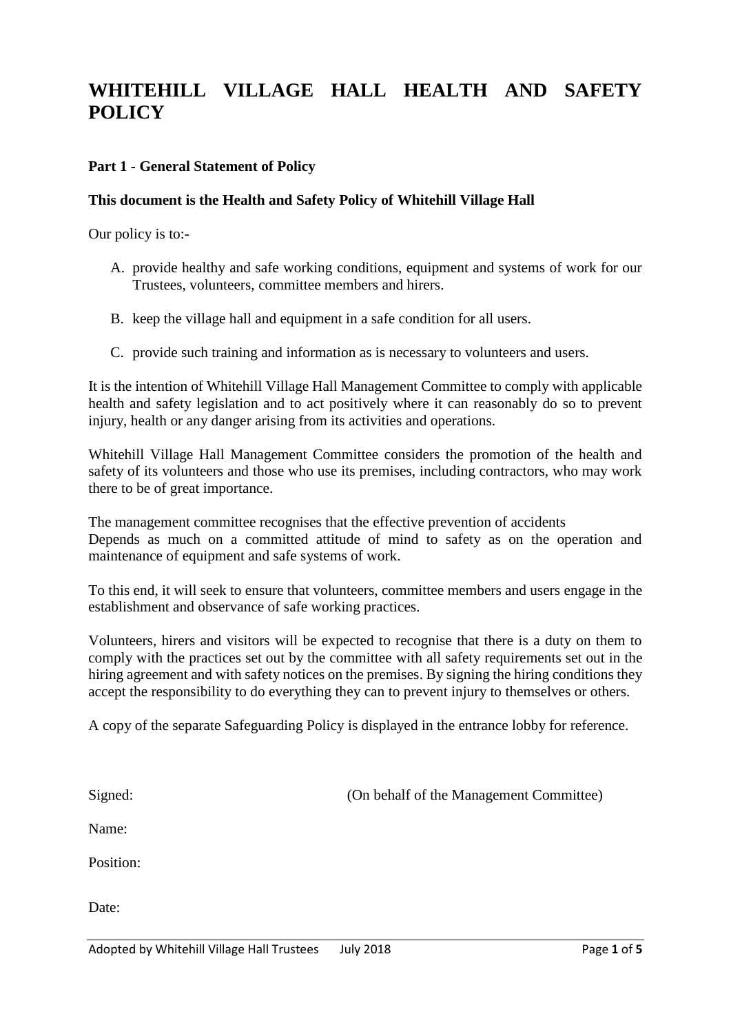# WHITEHILL VILLAGE HALL HEALTH AND SAFETY POLICY

**Part 1 - General Statement of Policy**

**This document is the Health and Safety Policy of Whitehill Village Hall**

Our policy is to:-

A. provide healthy and safe working conditions, equipment and systems of work for our Trustees, volunteers, committee members and hirers.

B. keep the village hall and equipment in a safe condition for all users.

C. provide such training and information as is necessary to volunteers and users.

It is the intention of Whitehill Village Hall Management Committee to comply with applicable health and safety legislation and to act positively where it can reasonably do so to prevent injury, health or any danger arising from its activities and operations.

Whitehill Village Hall Management Committee considers the promotion of the health and safety of its volunteers and those who use its premises, including contractors, who may work there to be of great importance.

The management committee recognises that the effective prevention of accidents Depends as much on a committed attitude of mind to safety as on the operation and maintenance of equipment and safe systems of work.

To this end, it will seek to ensure that volunteers, committee members and users engage in the establishment and observance of safe working practices.

Volunteers, hirers and visitors will be expected to recognise that there is a duty on them to comply with the practices set out by the committee with all safety requirements set out in the hiring agreement and with safety notices on the premises. By signing the hiring conditions they accept the responsibility to do everything they can to prevent injury to themselves or others.

A copy of the separate Safeguarding Policy is displayed in the entrance lobby for reference.

Signed: (On behalf of the Management Committee)

Name:

Position:

Date:

Adopted by Whitehill Village Hall Trustees July 2018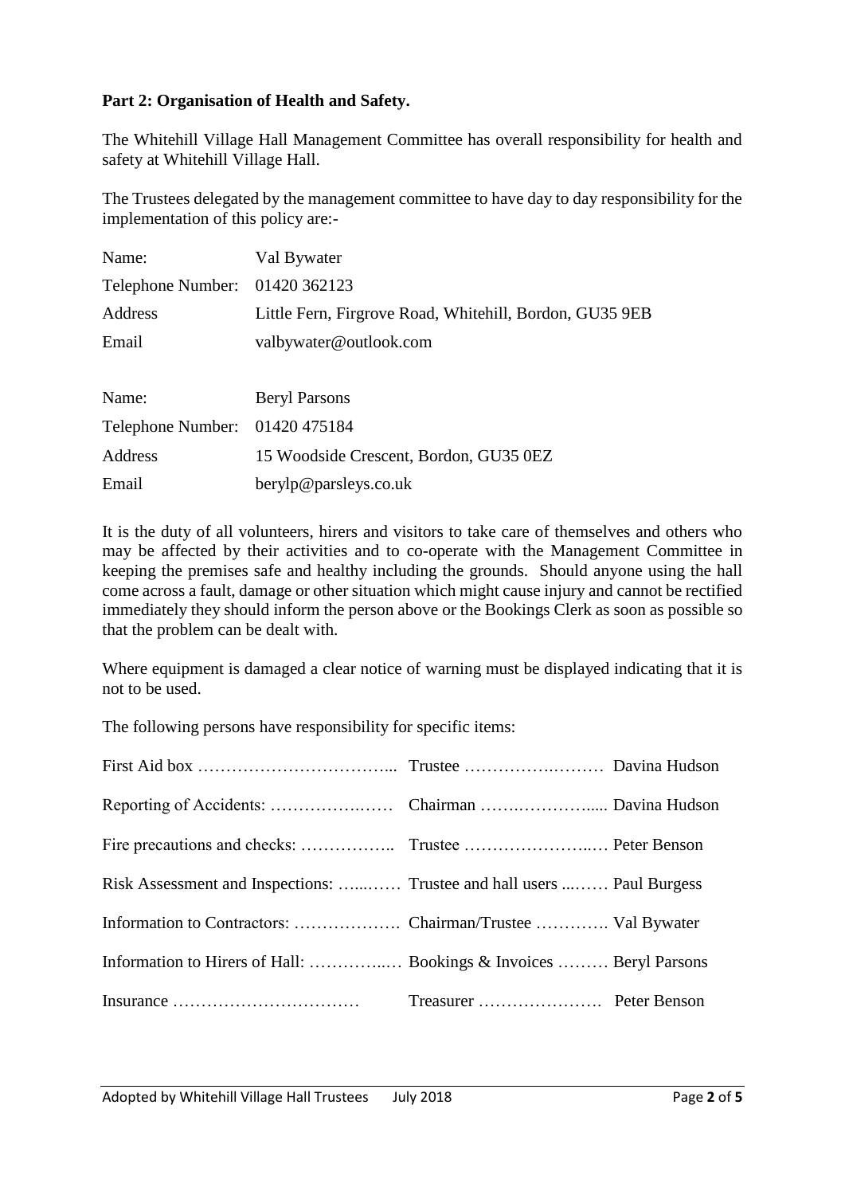**Part 2: Organisation of Health and Safety.**

The Whitehill Village Hall Management Committee has overall responsibility for health and safety at Whitehill Village Hall.

The Trustees delegated by the management committee to have day to day responsibility for the implementation of this policy are:-

| | |
|---|---|
| Name: | Val Bywater |
| Telephone Number: | 01420 362123 |
| Address | Little Fern, Firgrove Road, Whitehill, Bordon, GU35 9EB |
| Email | valbywater@outlook.com |

| | |
|---|---|
| Name: | Beryl Parsons |
| Telephone Number: | 01420 475184 |
| Address | 15 Woodside Crescent, Bordon, GU35 0EZ |
| Email | berylp@parsleys.co.uk |

It is the duty of all volunteers, hirers and visitors to take care of themselves and others who may be affected by their activities and to co-operate with the Management Committee in keeping the premises safe and healthy including the grounds. Should anyone using the hall come across a fault, damage or other situation which might cause injury and cannot be rectified immediately they should inform the person above or the Bookings Clerk as soon as possible so that the problem can be dealt with.

Where equipment is damaged a clear notice of warning must be displayed indicating that it is not to be used.

The following persons have responsibility for specific items:

| | | |
|---|---|---|
| First Aid box | Trustee | Davina Hudson |
| Reporting of Accidents: | Chairman | Davina Hudson |
| Fire precautions and checks: | Trustee | Peter Benson |
| Risk Assessment and Inspections: | Trustee and hall users | Paul Burgess |
| Information to Contractors: | Chairman/Trustee | Val Bywater |
| Information to Hirers of Hall: | Bookings & Invoices | Beryl Parsons |
| Insurance | Treasurer | Peter Benson |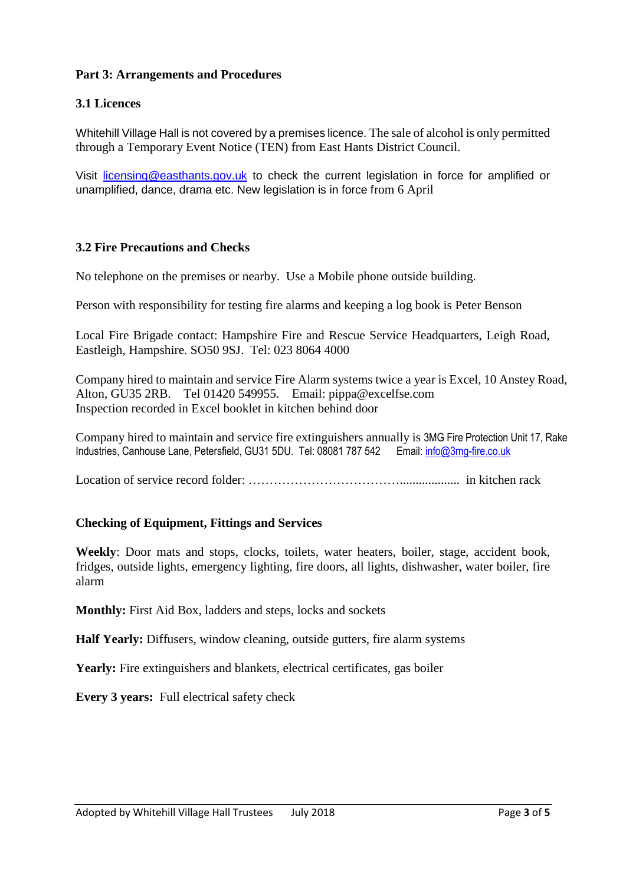**Part 3: Arrangements and Procedures**

**3.1 Licences**

Whitehill Village Hall is not covered by a premises licence. The sale of alcohol is only permitted through a Temporary Event Notice (TEN) from East Hants District Council.

Visit licensing@easthants.gov.uk to check the current legislation in force for amplified or unamplified, dance, drama etc. New legislation is in force from 6 April

**3.2 Fire Precautions and Checks**

No telephone on the premises or nearby. Use a Mobile phone outside building.

Person with responsibility for testing fire alarms and keeping a log book is Peter Benson

Local Fire Brigade contact: Hampshire Fire and Rescue Service Headquarters, Leigh Road, Eastleigh, Hampshire. SO50 9SJ. Tel: 023 8064 4000

Company hired to maintain and service Fire Alarm systems twice a year is Excel, 10 Anstey Road, Alton, GU35 2RB. Tel 01420 549955. Email: pippa@excelfse.com
Inspection recorded in Excel booklet in kitchen behind door

Company hired to maintain and service fire extinguishers annually is 3MG Fire Protection Unit 17, Rake Industries, Canhouse Lane, Petersfield, GU31 5DU. Tel: 08081 787 542 Email: info@3mg-fire.co.uk

Location of service record folder: ……………………………….................. in kitchen rack

**Checking of Equipment, Fittings and Services**

**Weekly**: Door mats and stops, clocks, toilets, water heaters, boiler, stage, accident book, fridges, outside lights, emergency lighting, fire doors, all lights, dishwasher, water boiler, fire alarm

**Monthly:** First Aid Box, ladders and steps, locks and sockets

**Half Yearly:** Diffusers, window cleaning, outside gutters, fire alarm systems

**Yearly:** Fire extinguishers and blankets, electrical certificates, gas boiler

**Every 3 years:** Full electrical safety check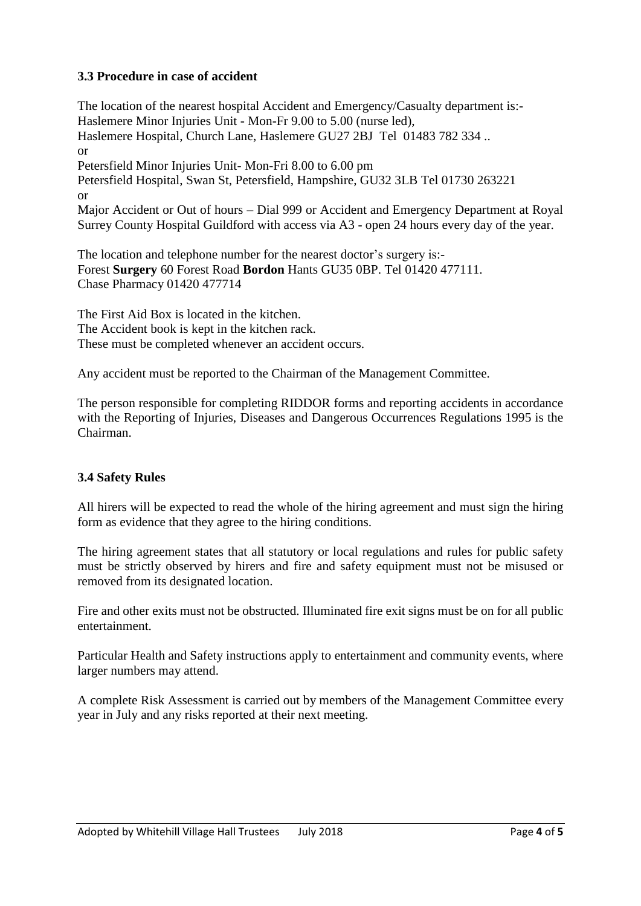### 3.3 Procedure in case of accident

The location of the nearest hospital Accident and Emergency/Casualty department is:-
Haslemere Minor Injuries Unit - Mon-Fr 9.00 to 5.00 (nurse led),
Haslemere Hospital, Church Lane, Haslemere GU27 2BJ Tel 01483 782 334 ..
or
Petersfield Minor Injuries Unit- Mon-Fri 8.00 to 6.00 pm
Petersfield Hospital, Swan St, Petersfield, Hampshire, GU32 3LB Tel 01730 263221
or
Major Accident or Out of hours – Dial 999 or Accident and Emergency Department at Royal Surrey County Hospital Guildford with access via A3 - open 24 hours every day of the year.

The location and telephone number for the nearest doctor's surgery is:-
Forest **Surgery** 60 Forest Road **Bordon** Hants GU35 0BP. Tel 01420 477111.
Chase Pharmacy 01420 477714

The First Aid Box is located in the kitchen.
The Accident book is kept in the kitchen rack.
These must be completed whenever an accident occurs.

Any accident must be reported to the Chairman of the Management Committee.

The person responsible for completing RIDDOR forms and reporting accidents in accordance with the Reporting of Injuries, Diseases and Dangerous Occurrences Regulations 1995 is the Chairman.

### 3.4 Safety Rules

All hirers will be expected to read the whole of the hiring agreement and must sign the hiring form as evidence that they agree to the hiring conditions.

The hiring agreement states that all statutory or local regulations and rules for public safety must be strictly observed by hirers and fire and safety equipment must not be misused or removed from its designated location.

Fire and other exits must not be obstructed. Illuminated fire exit signs must be on for all public entertainment.

Particular Health and Safety instructions apply to entertainment and community events, where larger numbers may attend.

A complete Risk Assessment is carried out by members of the Management Committee every year in July and any risks reported at their next meeting.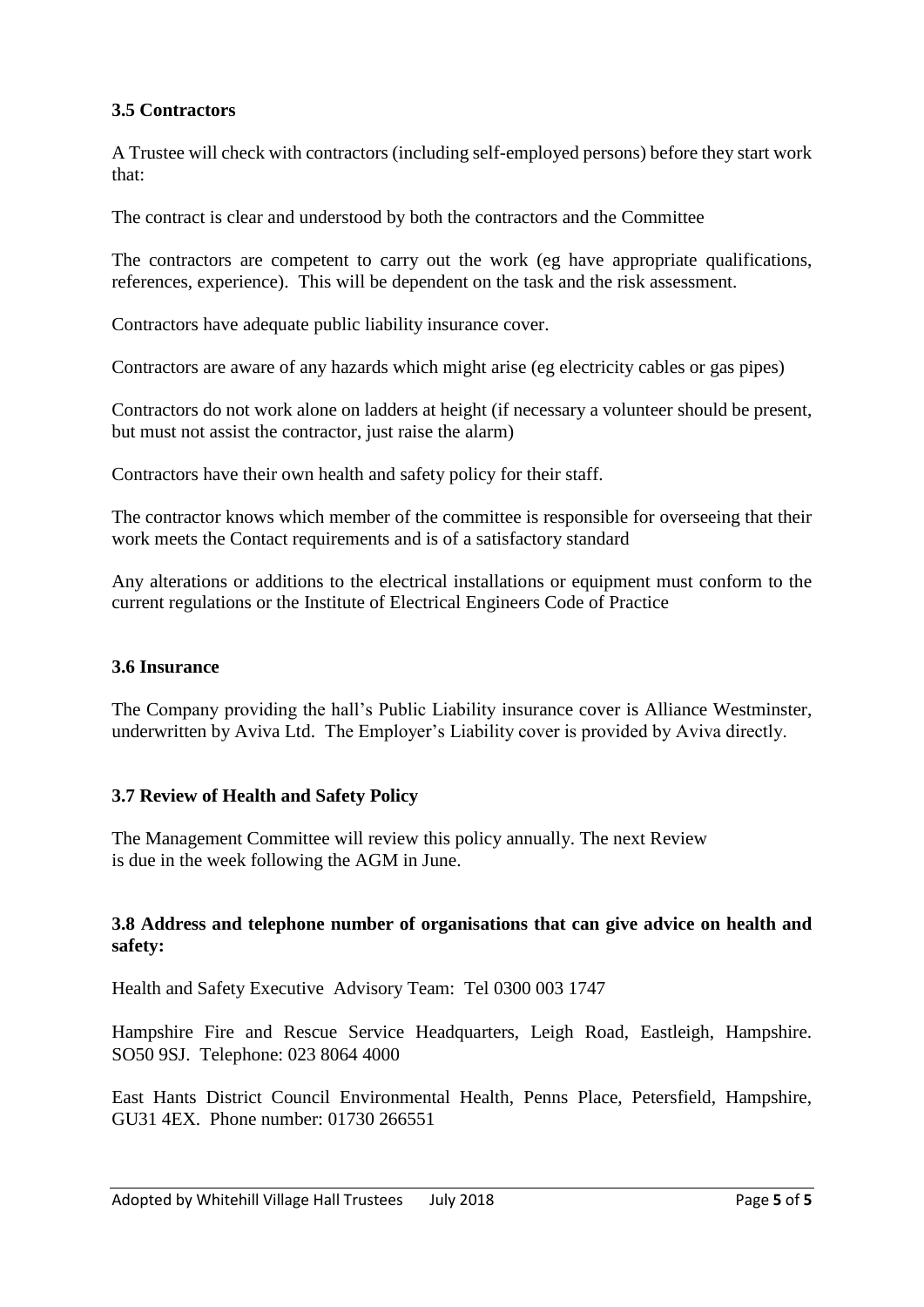### 3.5 Contractors

A Trustee will check with contractors (including self-employed persons) before they start work that:

The contract is clear and understood by both the contractors and the Committee

The contractors are competent to carry out the work (eg have appropriate qualifications, references, experience). This will be dependent on the task and the risk assessment.

Contractors have adequate public liability insurance cover.

Contractors are aware of any hazards which might arise (eg electricity cables or gas pipes)

Contractors do not work alone on ladders at height (if necessary a volunteer should be present, but must not assist the contractor, just raise the alarm)

Contractors have their own health and safety policy for their staff.

The contractor knows which member of the committee is responsible for overseeing that their work meets the Contact requirements and is of a satisfactory standard

Any alterations or additions to the electrical installations or equipment must conform to the current regulations or the Institute of Electrical Engineers Code of Practice

### 3.6 Insurance

The Company providing the hall's Public Liability insurance cover is Alliance Westminster, underwritten by Aviva Ltd. The Employer's Liability cover is provided by Aviva directly.

### 3.7 Review of Health and Safety Policy

The Management Committee will review this policy annually. The next Review is due in the week following the AGM in June.

### 3.8 Address and telephone number of organisations that can give advice on health and safety:

Health and Safety Executive Advisory Team: Tel 0300 003 1747

Hampshire Fire and Rescue Service Headquarters, Leigh Road, Eastleigh, Hampshire. SO50 9SJ. Telephone: 023 8064 4000

East Hants District Council Environmental Health, Penns Place, Petersfield, Hampshire, GU31 4EX. Phone number: 01730 266551